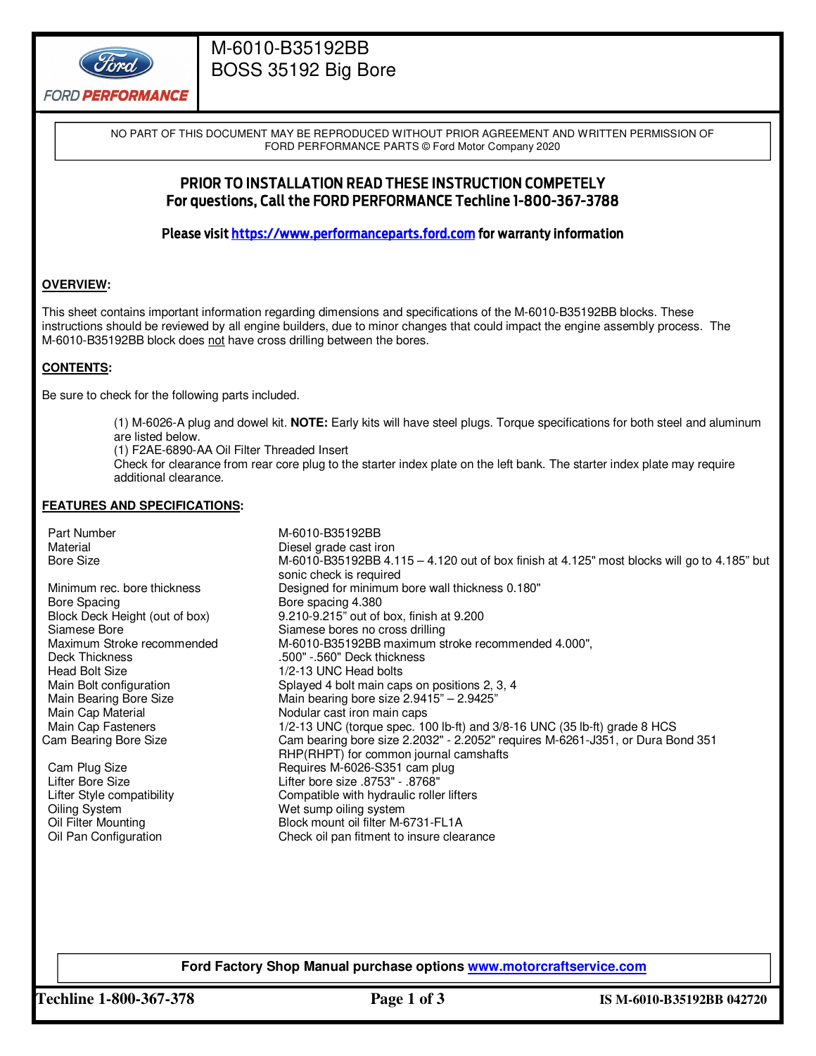# M-6010-B35192BB
# BOSS 35192 Big Bore

NO PART OF THIS DOCUMENT MAY BE REPRODUCED WITHOUT PRIOR AGREEMENT AND WRITTEN PERMISSION OF FORD PERFORMANCE PARTS © Ford Motor Company 2020

**PRIOR TO INSTALLATION READ THESE INSTRUCTION COMPETELY**
**For questions, Call the FORD PERFORMANCE Techline 1-800-367-3788**

**Please visit https://www.performanceparts.ford.com for warranty information**

## OVERVIEW:

This sheet contains important information regarding dimensions and specifications of the M-6010-B35192BB blocks. These instructions should be reviewed by all engine builders, due to minor changes that could impact the engine assembly process. The M-6010-B35192BB block does not have cross drilling between the bores.

## CONTENTS:

Be sure to check for the following parts included.

(1) M-6026-A plug and dowel kit. **NOTE:** Early kits will have steel plugs. Torque specifications for both steel and aluminum are listed below.
(1) F2AE-6890-AA Oil Filter Threaded Insert
Check for clearance from rear core plug to the starter index plate on the left bank. The starter index plate may require additional clearance.

## FEATURES AND SPECIFICATIONS:

| | |
|---|---|
| Part Number | M-6010-B35192BB |
| Material | Diesel grade cast iron |
| Bore Size | M-6010-B35192BB 4.115 – 4.120 out of box finish at 4.125" most blocks will go to 4.185" but sonic check is required |
| Minimum rec. bore thickness | Designed for minimum bore wall thickness 0.180" |
| Bore Spacing | Bore spacing 4.380 |
| Block Deck Height (out of box) | 9.210-9.215" out of box, finish at 9.200 |
| Siamese Bore | Siamese bores no cross drilling |
| Maximum Stroke recommended | M-6010-B35192BB maximum stroke recommended 4.000", |
| Deck Thickness | .500" -.560" Deck thickness |
| Head Bolt Size | 1/2-13 UNC Head bolts |
| Main Bolt configuration | Splayed 4 bolt main caps on positions 2, 3, 4 |
| Main Bearing Bore Size | Main bearing bore size 2.9415" – 2.9425" |
| Main Cap Material | Nodular cast iron main caps |
| Main Cap Fasteners | 1/2-13 UNC (torque spec. 100 lb-ft) and 3/8-16 UNC (35 lb-ft) grade 8 HCS |
| Cam Bearing Bore Size | Cam bearing bore size 2.2032" - 2.2052" requires M-6261-J351, or Dura Bond 351 RHP(RHPT) for common journal camshafts |
| Cam Plug Size | Requires M-6026-S351 cam plug |
| Lifter Bore Size | Lifter bore size .8753" - .8768" |
| Lifter Style compatibility | Compatible with hydraulic roller lifters |
| Oiling System | Wet sump oiling system |
| Oil Filter Mounting | Block mount oil filter M-6731-FL1A |
| Oil Pan Configuration | Check oil pan fitment to insure clearance |

**Ford Factory Shop Manual purchase options www.motorcraftservice.com**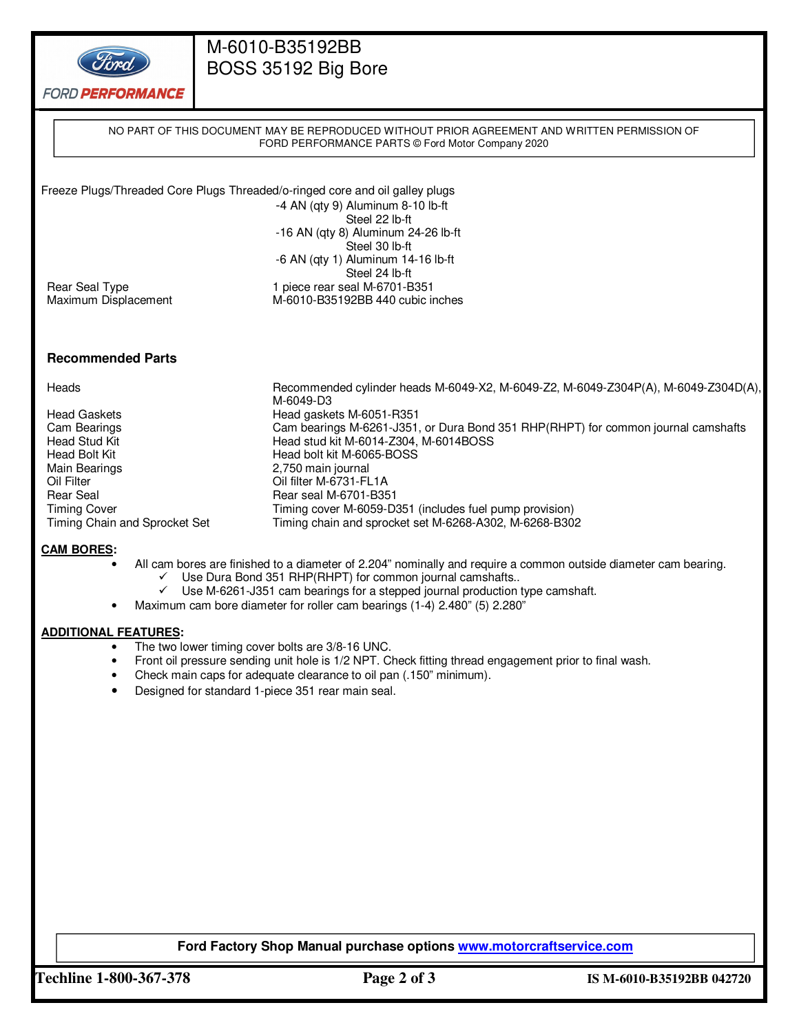M-6010-B35192BB
BOSS 35192 Big Bore

NO PART OF THIS DOCUMENT MAY BE REPRODUCED WITHOUT PRIOR AGREEMENT AND WRITTEN PERMISSION OF FORD PERFORMANCE PARTS © Ford Motor Company 2020

| | |
|---|---|
| Freeze Plugs/Threaded Core Plugs | Threaded/o-ringed core and oil galley plugs |
| | -4 AN (qty 9) Aluminum 8-10 lb-ft |
| | Steel 22 lb-ft |
| | -16 AN (qty 8) Aluminum 24-26 lb-ft |
| | Steel 30 lb-ft |
| | -6 AN (qty 1) Aluminum 14-16 lb-ft |
| | Steel 24 lb-ft |
| Rear Seal Type | 1 piece rear seal M-6701-B351 |
| Maximum Displacement | M-6010-B35192BB 440 cubic inches |

## Recommended Parts

| | |
|---|---|
| Heads | Recommended cylinder heads M-6049-X2, M-6049-Z2, M-6049-Z304P(A), M-6049-Z304D(A), M-6049-D3 |
| Head Gaskets | Head gaskets M-6051-R351 |
| Cam Bearings | Cam bearings M-6261-J351, or Dura Bond 351 RHP(RHPT) for common journal camshafts |
| Head Stud Kit | Head stud kit M-6014-Z304, M-6014BOSS |
| Head Bolt Kit | Head bolt kit M-6065-BOSS |
| Main Bearings | 2,750 main journal |
| Oil Filter | Oil filter M-6731-FL1A |
| Rear Seal | Rear seal M-6701-B351 |
| Timing Cover | Timing cover M-6059-D351 (includes fuel pump provision) |
| Timing Chain and Sprocket Set | Timing chain and sprocket set M-6268-A302, M-6268-B302 |

**CAM BORES:**

- All cam bores are finished to a diameter of 2.204" nominally and require a common outside diameter cam bearing.
  - ✓ Use Dura Bond 351 RHP(RHPT) for common journal camshafts..
  - ✓ Use M-6261-J351 cam bearings for a stepped journal production type camshaft.
- Maximum cam bore diameter for roller cam bearings (1-4) 2.480" (5) 2.280"

**ADDITIONAL FEATURES:**

- The two lower timing cover bolts are 3/8-16 UNC.
- Front oil pressure sending unit hole is 1/2 NPT. Check fitting thread engagement prior to final wash.
- Check main caps for adequate clearance to oil pan (.150" minimum).
- Designed for standard 1-piece 351 rear main seal.

**Ford Factory Shop Manual purchase options [www.motorcraftservice.com](www.motorcraftservice.com)**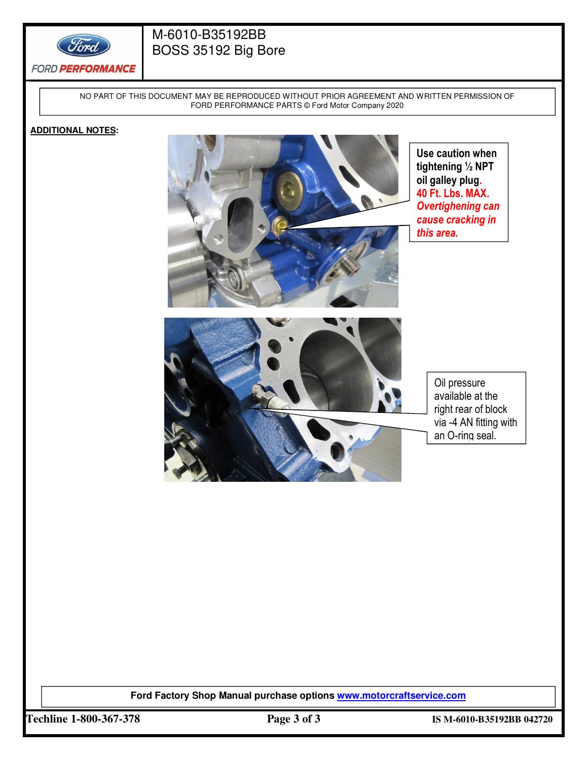# M-6010-B35192BB
# BOSS 35192 Big Bore

NO PART OF THIS DOCUMENT MAY BE REPRODUCED WITHOUT PRIOR AGREEMENT AND WRITTEN PERMISSION OF FORD PERFORMANCE PARTS © Ford Motor Company 2020

**ADDITIONAL NOTES:**

**Use caution when tightening ½ NPT oil galley plug. 40 Ft. Lbs. MAX.** ***Overtighening can cause cracking in this area.***

Oil pressure available at the right rear of block via -4 AN fitting with an O-ring seal.

**Ford Factory Shop Manual purchase options www.motorcraftservice.com**

Techline 1-800-367-378

IS M-6010-B35192BB 042720